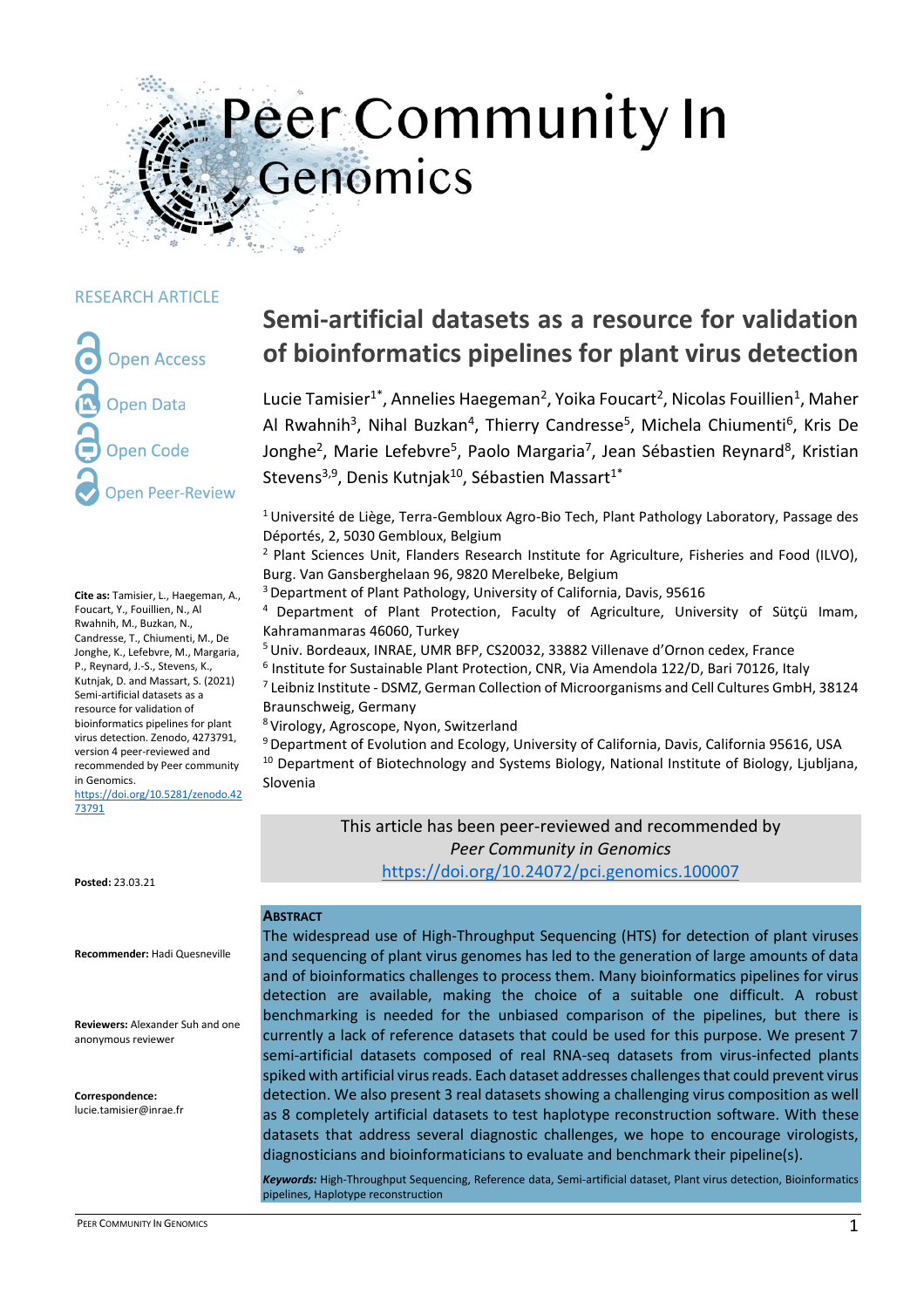Peer Community In Genomics

RESEARCH ARTICLE

Open Access

Open Data

Open Code

Open Peer-Review

# Semi-artificial datasets as a resource for validation of bioinformatics pipelines for plant virus detection

Lucie Tamisier[1*], Annelies Haegeman[2], Yoika Foucart[2], Nicolas Fouillien[1], Maher Al Rwahnih[3], Nihal Buzkan[4], Thierry Candresse[5], Michela Chiumenti[6], Kris De Jonghe[2], Marie Lefebvre[5], Paolo Margaria[7], Jean Sébastien Reynard[8], Kristian Stevens[3,9], Denis Kutnjak[10], Sébastien Massart[1*]

[1] Université de Liège, Terra-Gembloux Agro-Bio Tech, Plant Pathology Laboratory, Passage des Déportés, 2, 5030 Gembloux, Belgium

[2] Plant Sciences Unit, Flanders Research Institute for Agriculture, Fisheries and Food (ILVO), Burg. Van Gansberghelaan 96, 9820 Merelbeke, Belgium

[3] Department of Plant Pathology, University of California, Davis, 95616

[4] Department of Plant Protection, Faculty of Agriculture, University of Sütçü Imam, Kahramanmaras 46060, Turkey

[5] Univ. Bordeaux, INRAE, UMR BFP, CS20032, 33882 Villenave d'Ornon cedex, France

[6] Institute for Sustainable Plant Protection, CNR, Via Amendola 122/D, Bari 70126, Italy

[7] Leibniz Institute - DSMZ, German Collection of Microorganisms and Cell Cultures GmbH, 38124 Braunschweig, Germany

[8] Virology, Agroscope, Nyon, Switzerland

[9] Department of Evolution and Ecology, University of California, Davis, California 95616, USA

[10] Department of Biotechnology and Systems Biology, National Institute of Biology, Ljubljana, Slovenia

**Cite as:** Tamisier, L., Haegeman, A., Foucart, Y., Fouillien, N., Al Rwahnih, M., Buzkan, N., Candresse, T., Chiumenti, M., De Jonghe, K., Lefebvre, M., Margaria, P., Reynard, J.-S., Stevens, K., Kutnjak, D. and Massart, S. (2021) Semi-artificial datasets as a resource for validation of bioinformatics pipelines for plant virus detection. Zenodo, 4273791, version 4 peer-reviewed and recommended by Peer community in Genomics. https://doi.org/10.5281/zenodo.4273791

**Posted:** 23.03.21

**Recommender:** Hadi Quesneville

**Reviewers:** Alexander Suh and one anonymous reviewer

**Correspondence:** lucie.tamisier@inrae.fr

This article has been peer-reviewed and recommended by *Peer Community in Genomics*
https://doi.org/10.24072/pci.genomics.100007

## Abstract

The widespread use of High-Throughput Sequencing (HTS) for detection of plant viruses and sequencing of plant virus genomes has led to the generation of large amounts of data and of bioinformatics challenges to process them. Many bioinformatics pipelines for virus detection are available, making the choice of a suitable one difficult. A robust benchmarking is needed for the unbiased comparison of the pipelines, but there is currently a lack of reference datasets that could be used for this purpose. We present 7 semi-artificial datasets composed of real RNA-seq datasets from virus-infected plants spiked with artificial virus reads. Each dataset addresses challenges that could prevent virus detection. We also present 3 real datasets showing a challenging virus composition as well as 8 completely artificial datasets to test haplotype reconstruction software. With these datasets that address several diagnostic challenges, we hope to encourage virologists, diagnosticians and bioinformaticians to evaluate and benchmark their pipeline(s).

***Keywords:*** High-Throughput Sequencing, Reference data, Semi-artificial dataset, Plant virus detection, Bioinformatics pipelines, Haplotype reconstruction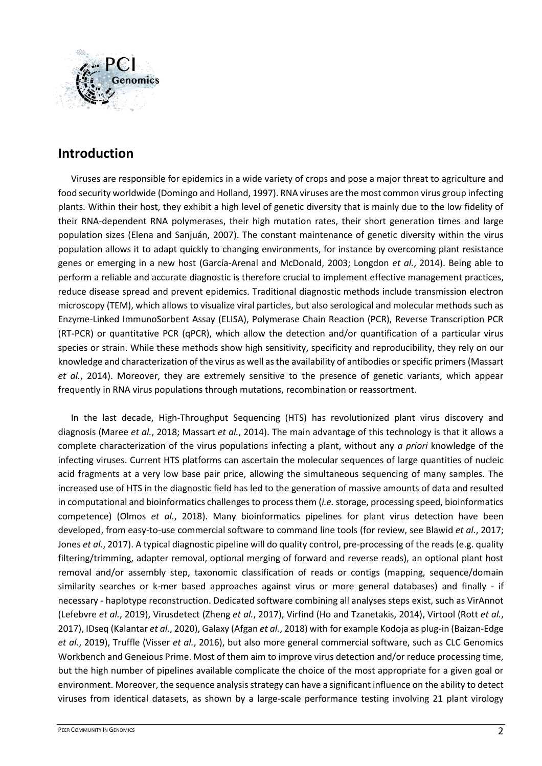## Introduction

Viruses are responsible for epidemics in a wide variety of crops and pose a major threat to agriculture and food security worldwide (Domingo and Holland, 1997). RNA viruses are the most common virus group infecting plants. Within their host, they exhibit a high level of genetic diversity that is mainly due to the low fidelity of their RNA-dependent RNA polymerases, their high mutation rates, their short generation times and large population sizes (Elena and Sanjuán, 2007). The constant maintenance of genetic diversity within the virus population allows it to adapt quickly to changing environments, for instance by overcoming plant resistance genes or emerging in a new host (García-Arenal and McDonald, 2003; Longdon *et al.*, 2014). Being able to perform a reliable and accurate diagnostic is therefore crucial to implement effective management practices, reduce disease spread and prevent epidemics. Traditional diagnostic methods include transmission electron microscopy (TEM), which allows to visualize viral particles, but also serological and molecular methods such as Enzyme-Linked ImmunoSorbent Assay (ELISA), Polymerase Chain Reaction (PCR), Reverse Transcription PCR (RT-PCR) or quantitative PCR (qPCR), which allow the detection and/or quantification of a particular virus species or strain. While these methods show high sensitivity, specificity and reproducibility, they rely on our knowledge and characterization of the virus as well as the availability of antibodies or specific primers (Massart *et al.*, 2014). Moreover, they are extremely sensitive to the presence of genetic variants, which appear frequently in RNA virus populations through mutations, recombination or reassortment.

In the last decade, High-Throughput Sequencing (HTS) has revolutionized plant virus discovery and diagnosis (Maree *et al.*, 2018; Massart *et al.*, 2014). The main advantage of this technology is that it allows a complete characterization of the virus populations infecting a plant, without any *a priori* knowledge of the infecting viruses. Current HTS platforms can ascertain the molecular sequences of large quantities of nucleic acid fragments at a very low base pair price, allowing the simultaneous sequencing of many samples. The increased use of HTS in the diagnostic field has led to the generation of massive amounts of data and resulted in computational and bioinformatics challenges to process them (*i.e.* storage, processing speed, bioinformatics competence) (Olmos *et al.*, 2018). Many bioinformatics pipelines for plant virus detection have been developed, from easy-to-use commercial software to command line tools (for review, see Blawid *et al.*, 2017; Jones *et al.*, 2017). A typical diagnostic pipeline will do quality control, pre-processing of the reads (e.g. quality filtering/trimming, adapter removal, optional merging of forward and reverse reads), an optional plant host removal and/or assembly step, taxonomic classification of reads or contigs (mapping, sequence/domain similarity searches or k-mer based approaches against virus or more general databases) and finally - if necessary - haplotype reconstruction. Dedicated software combining all analyses steps exist, such as VirAnnot (Lefebvre *et al.*, 2019), Virusdetect (Zheng *et al.*, 2017), Virfind (Ho and Tzanetakis, 2014), Virtool (Rott *et al.*, 2017), IDseq (Kalantar *et al.*, 2020), Galaxy (Afgan *et al.*, 2018) with for example Kodoja as plug-in (Baizan-Edge *et al.*, 2019), Truffle (Visser *et al.*, 2016), but also more general commercial software, such as CLC Genomics Workbench and Geneious Prime. Most of them aim to improve virus detection and/or reduce processing time, but the high number of pipelines available complicate the choice of the most appropriate for a given goal or environment. Moreover, the sequence analysis strategy can have a significant influence on the ability to detect viruses from identical datasets, as shown by a large-scale performance testing involving 21 plant virology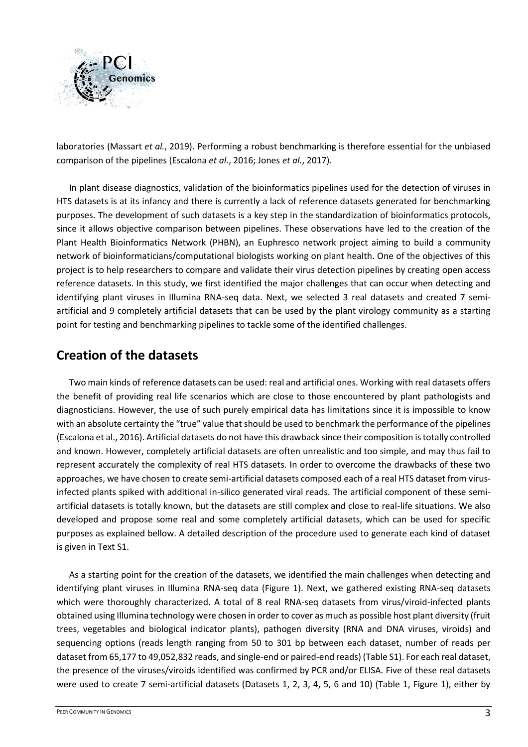laboratories (Massart *et al.*, 2019). Performing a robust benchmarking is therefore essential for the unbiased comparison of the pipelines (Escalona *et al.*, 2016; Jones *et al.*, 2017).

In plant disease diagnostics, validation of the bioinformatics pipelines used for the detection of viruses in HTS datasets is at its infancy and there is currently a lack of reference datasets generated for benchmarking purposes. The development of such datasets is a key step in the standardization of bioinformatics protocols, since it allows objective comparison between pipelines. These observations have led to the creation of the Plant Health Bioinformatics Network (PHBN), an Euphresco network project aiming to build a community network of bioinformaticians/computational biologists working on plant health. One of the objectives of this project is to help researchers to compare and validate their virus detection pipelines by creating open access reference datasets. In this study, we first identified the major challenges that can occur when detecting and identifying plant viruses in Illumina RNA-seq data. Next, we selected 3 real datasets and created 7 semi-artificial and 9 completely artificial datasets that can be used by the plant virology community as a starting point for testing and benchmarking pipelines to tackle some of the identified challenges.

## Creation of the datasets

Two main kinds of reference datasets can be used: real and artificial ones. Working with real datasets offers the benefit of providing real life scenarios which are close to those encountered by plant pathologists and diagnosticians. However, the use of such purely empirical data has limitations since it is impossible to know with an absolute certainty the "true" value that should be used to benchmark the performance of the pipelines (Escalona et al., 2016). Artificial datasets do not have this drawback since their composition is totally controlled and known. However, completely artificial datasets are often unrealistic and too simple, and may thus fail to represent accurately the complexity of real HTS datasets. In order to overcome the drawbacks of these two approaches, we have chosen to create semi-artificial datasets composed each of a real HTS dataset from virus-infected plants spiked with additional in-silico generated viral reads. The artificial component of these semi-artificial datasets is totally known, but the datasets are still complex and close to real-life situations. We also developed and propose some real and some completely artificial datasets, which can be used for specific purposes as explained bellow. A detailed description of the procedure used to generate each kind of dataset is given in Text S1.

As a starting point for the creation of the datasets, we identified the main challenges when detecting and identifying plant viruses in Illumina RNA-seq data (Figure 1). Next, we gathered existing RNA-seq datasets which were thoroughly characterized. A total of 8 real RNA-seq datasets from virus/viroid-infected plants obtained using Illumina technology were chosen in order to cover as much as possible host plant diversity (fruit trees, vegetables and biological indicator plants), pathogen diversity (RNA and DNA viruses, viroids) and sequencing options (reads length ranging from 50 to 301 bp between each dataset, number of reads per dataset from 65,177 to 49,052,832 reads, and single-end or paired-end reads) (Table S1). For each real dataset, the presence of the viruses/viroids identified was confirmed by PCR and/or ELISA. Five of these real datasets were used to create 7 semi-artificial datasets (Datasets 1, 2, 3, 4, 5, 6 and 10) (Table 1, Figure 1), either by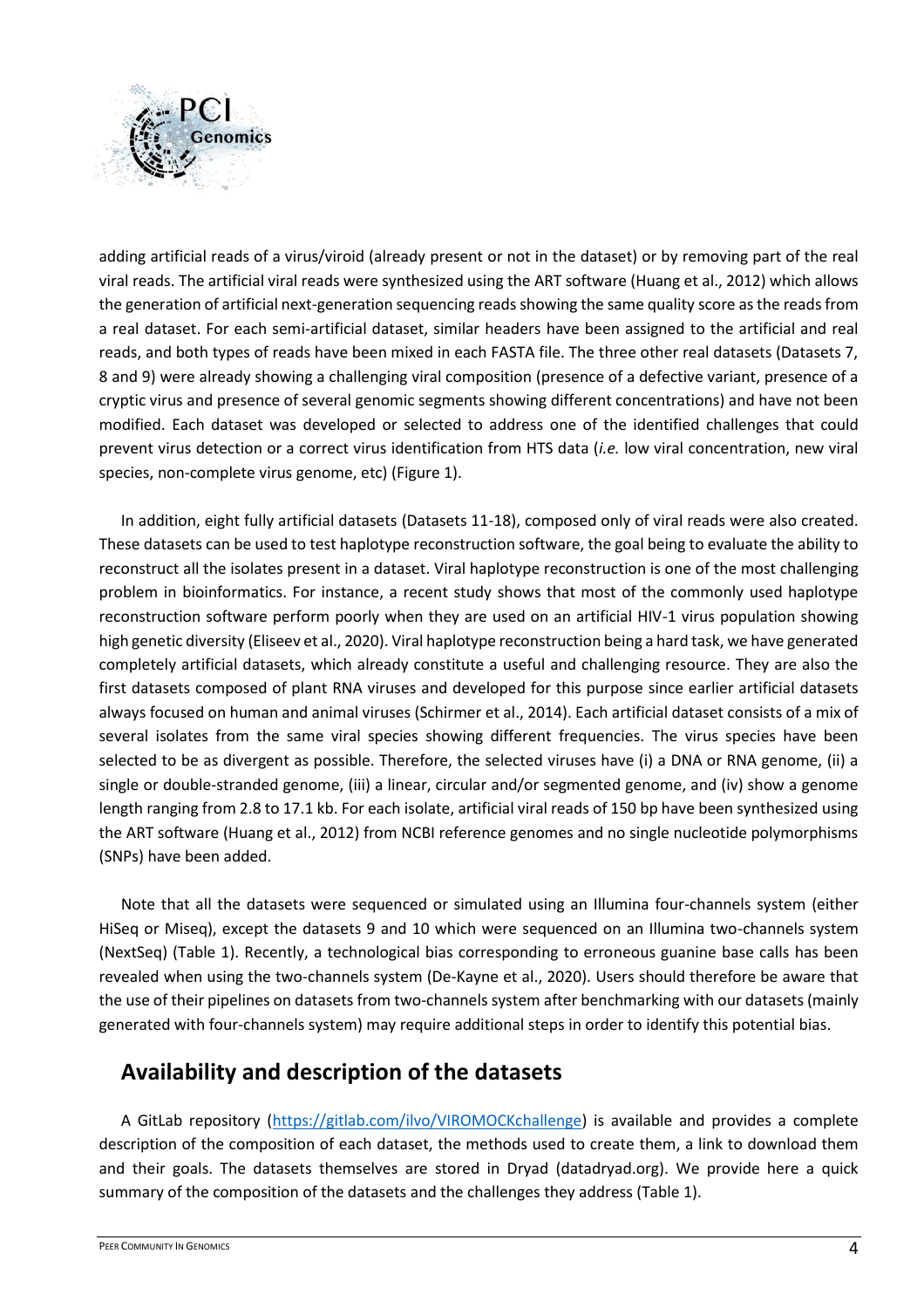adding artificial reads of a virus/viroid (already present or not in the dataset) or by removing part of the real viral reads. The artificial viral reads were synthesized using the ART software (Huang et al., 2012) which allows the generation of artificial next-generation sequencing reads showing the same quality score as the reads from a real dataset. For each semi-artificial dataset, similar headers have been assigned to the artificial and real reads, and both types of reads have been mixed in each FASTA file. The three other real datasets (Datasets 7, 8 and 9) were already showing a challenging viral composition (presence of a defective variant, presence of a cryptic virus and presence of several genomic segments showing different concentrations) and have not been modified. Each dataset was developed or selected to address one of the identified challenges that could prevent virus detection or a correct virus identification from HTS data (*i.e.* low viral concentration, new viral species, non-complete virus genome, etc) (Figure 1).

In addition, eight fully artificial datasets (Datasets 11-18), composed only of viral reads were also created. These datasets can be used to test haplotype reconstruction software, the goal being to evaluate the ability to reconstruct all the isolates present in a dataset. Viral haplotype reconstruction is one of the most challenging problem in bioinformatics. For instance, a recent study shows that most of the commonly used haplotype reconstruction software perform poorly when they are used on an artificial HIV-1 virus population showing high genetic diversity (Eliseev et al., 2020). Viral haplotype reconstruction being a hard task, we have generated completely artificial datasets, which already constitute a useful and challenging resource. They are also the first datasets composed of plant RNA viruses and developed for this purpose since earlier artificial datasets always focused on human and animal viruses (Schirmer et al., 2014). Each artificial dataset consists of a mix of several isolates from the same viral species showing different frequencies. The virus species have been selected to be as divergent as possible. Therefore, the selected viruses have (i) a DNA or RNA genome, (ii) a single or double-stranded genome, (iii) a linear, circular and/or segmented genome, and (iv) show a genome length ranging from 2.8 to 17.1 kb. For each isolate, artificial viral reads of 150 bp have been synthesized using the ART software (Huang et al., 2012) from NCBI reference genomes and no single nucleotide polymorphisms (SNPs) have been added.

Note that all the datasets were sequenced or simulated using an Illumina four-channels system (either HiSeq or Miseq), except the datasets 9 and 10 which were sequenced on an Illumina two-channels system (NextSeq) (Table 1). Recently, a technological bias corresponding to erroneous guanine base calls has been revealed when using the two-channels system (De-Kayne et al., 2020). Users should therefore be aware that the use of their pipelines on datasets from two-channels system after benchmarking with our datasets (mainly generated with four-channels system) may require additional steps in order to identify this potential bias.

## Availability and description of the datasets

A GitLab repository (https://gitlab.com/ilvo/VIROMOCKchallenge) is available and provides a complete description of the composition of each dataset, the methods used to create them, a link to download them and their goals. The datasets themselves are stored in Dryad (datadryad.org). We provide here a quick summary of the composition of the datasets and the challenges they address (Table 1).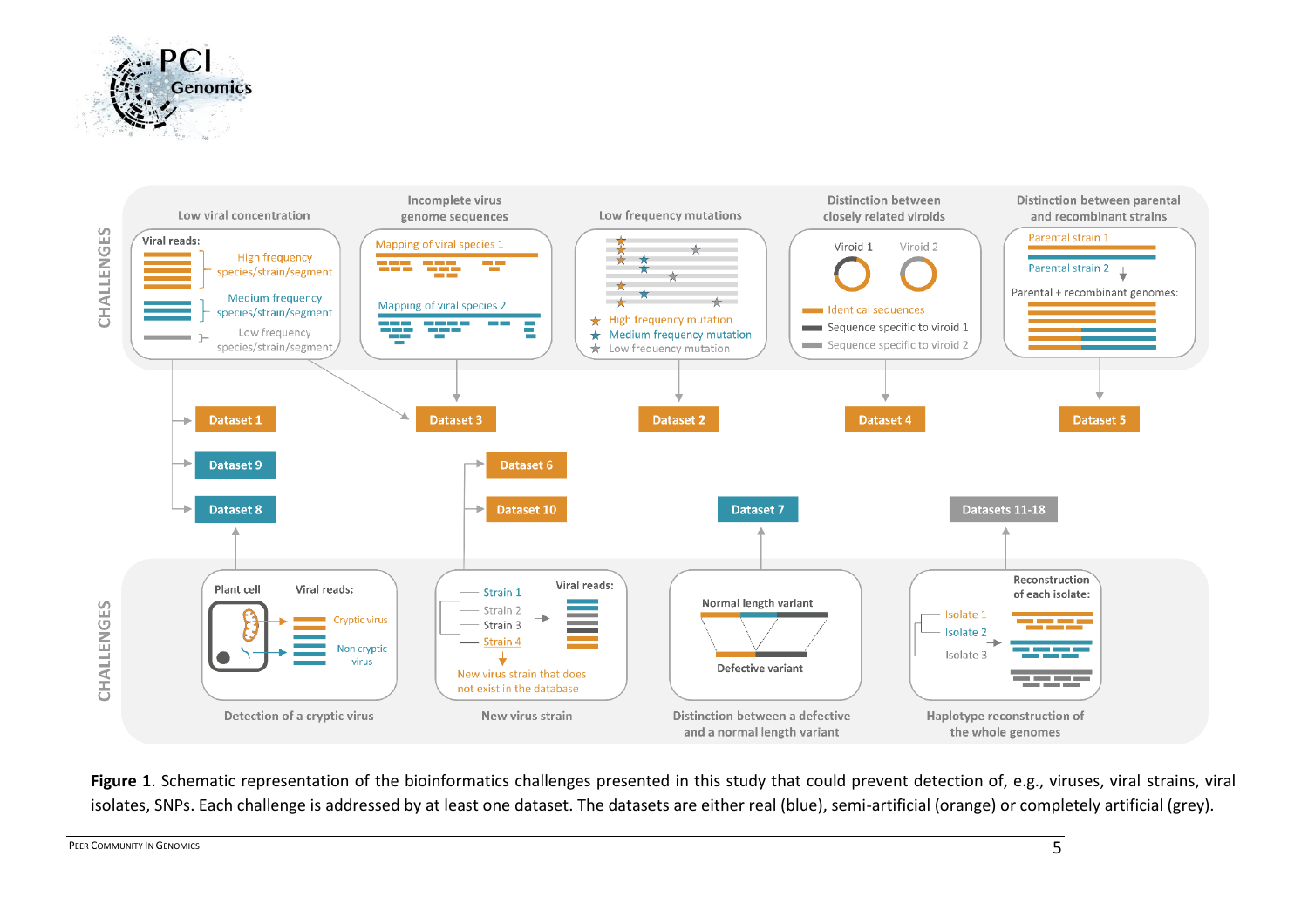**Figure 1**. Schematic representation of the bioinformatics challenges presented in this study that could prevent detection of, e.g., viruses, viral strains, viral isolates, SNPs. Each challenge is addressed by at least one dataset. The datasets are either real (blue), semi-artificial (orange) or completely artificial (grey).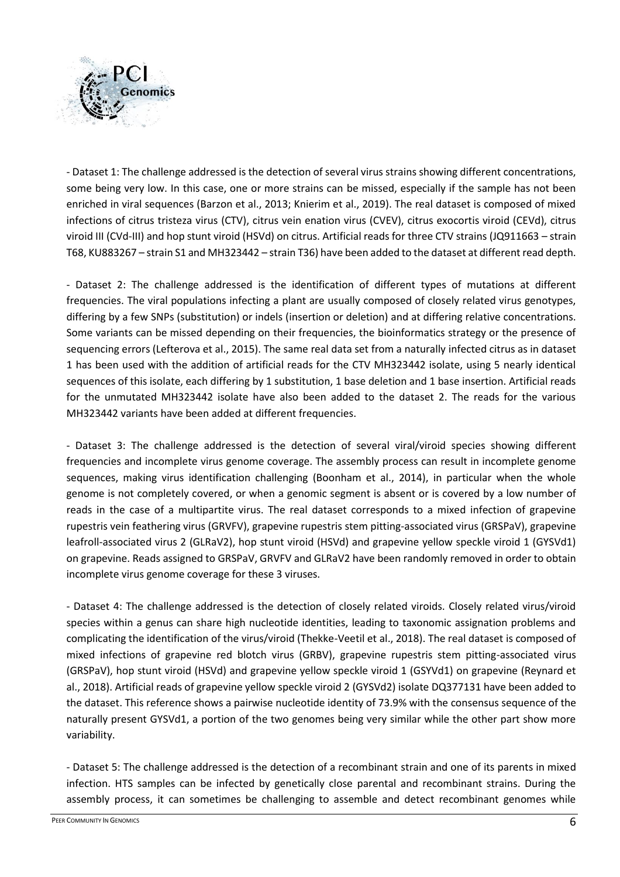- Dataset 1: The challenge addressed is the detection of several virus strains showing different concentrations, some being very low. In this case, one or more strains can be missed, especially if the sample has not been enriched in viral sequences (Barzon et al., 2013; Knierim et al., 2019). The real dataset is composed of mixed infections of citrus tristeza virus (CTV), citrus vein enation virus (CVEV), citrus exocortis viroid (CEVd), citrus viroid III (CVd-III) and hop stunt viroid (HSVd) on citrus. Artificial reads for three CTV strains (JQ911663 – strain T68, KU883267 – strain S1 and MH323442 – strain T36) have been added to the dataset at different read depth.

- Dataset 2: The challenge addressed is the identification of different types of mutations at different frequencies. The viral populations infecting a plant are usually composed of closely related virus genotypes, differing by a few SNPs (substitution) or indels (insertion or deletion) and at differing relative concentrations. Some variants can be missed depending on their frequencies, the bioinformatics strategy or the presence of sequencing errors (Lefterova et al., 2015). The same real data set from a naturally infected citrus as in dataset 1 has been used with the addition of artificial reads for the CTV MH323442 isolate, using 5 nearly identical sequences of this isolate, each differing by 1 substitution, 1 base deletion and 1 base insertion. Artificial reads for the unmutated MH323442 isolate have also been added to the dataset 2. The reads for the various MH323442 variants have been added at different frequencies.

- Dataset 3: The challenge addressed is the detection of several viral/viroid species showing different frequencies and incomplete virus genome coverage. The assembly process can result in incomplete genome sequences, making virus identification challenging (Boonham et al., 2014), in particular when the whole genome is not completely covered, or when a genomic segment is absent or is covered by a low number of reads in the case of a multipartite virus. The real dataset corresponds to a mixed infection of grapevine rupestris vein feathering virus (GRVFV), grapevine rupestris stem pitting-associated virus (GRSPaV), grapevine leafroll-associated virus 2 (GLRaV2), hop stunt viroid (HSVd) and grapevine yellow speckle viroid 1 (GYSVd1) on grapevine. Reads assigned to GRSPaV, GRVFV and GLRaV2 have been randomly removed in order to obtain incomplete virus genome coverage for these 3 viruses.

- Dataset 4: The challenge addressed is the detection of closely related viroids. Closely related virus/viroid species within a genus can share high nucleotide identities, leading to taxonomic assignation problems and complicating the identification of the virus/viroid (Thekke-Veetil et al., 2018). The real dataset is composed of mixed infections of grapevine red blotch virus (GRBV), grapevine rupestris stem pitting-associated virus (GRSPaV), hop stunt viroid (HSVd) and grapevine yellow speckle viroid 1 (GSYVd1) on grapevine (Reynard et al., 2018). Artificial reads of grapevine yellow speckle viroid 2 (GYSVd2) isolate DQ377131 have been added to the dataset. This reference shows a pairwise nucleotide identity of 73.9% with the consensus sequence of the naturally present GYSVd1, a portion of the two genomes being very similar while the other part show more variability.

- Dataset 5: The challenge addressed is the detection of a recombinant strain and one of its parents in mixed infection. HTS samples can be infected by genetically close parental and recombinant strains. During the assembly process, it can sometimes be challenging to assemble and detect recombinant genomes while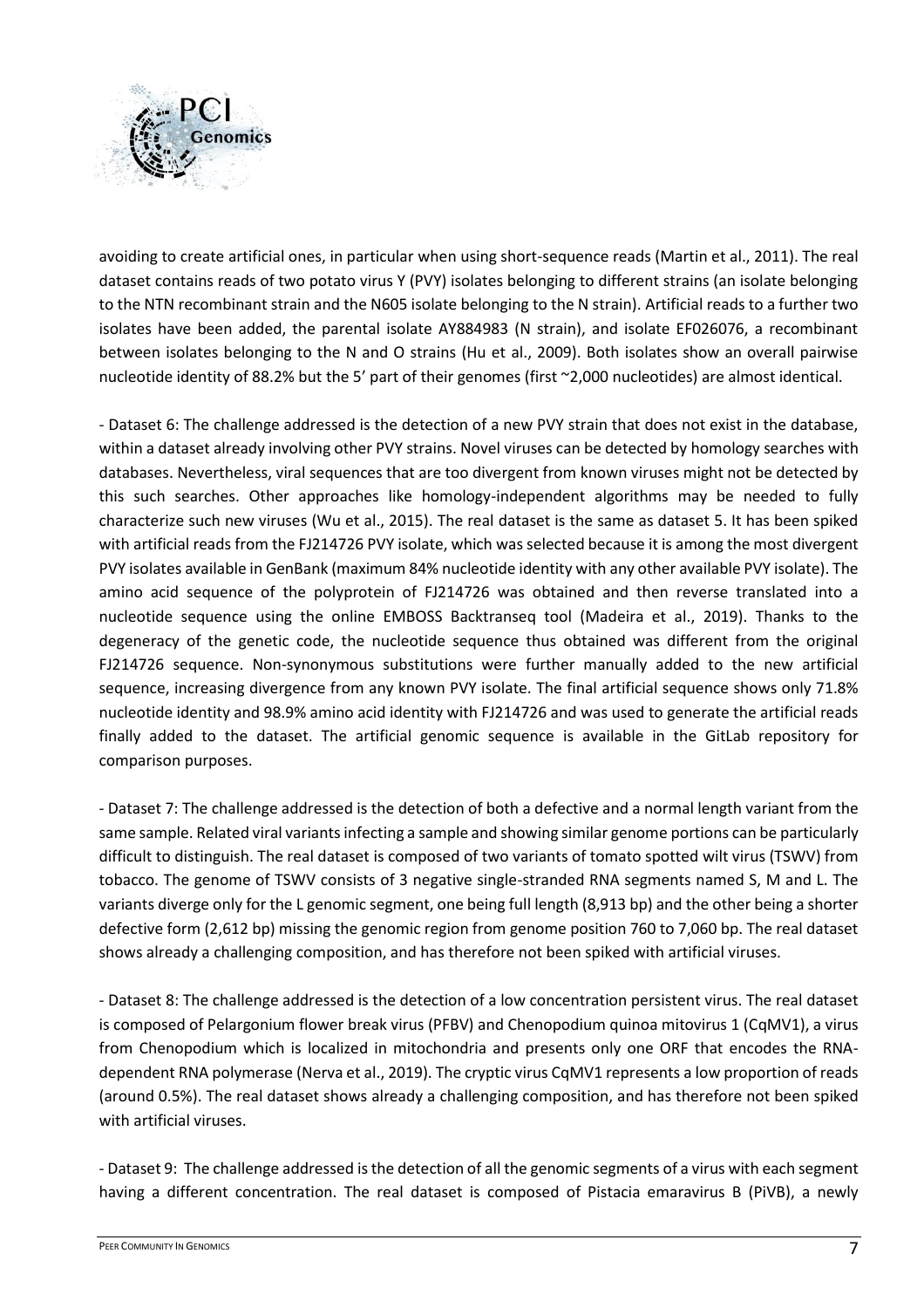avoiding to create artificial ones, in particular when using short-sequence reads (Martin et al., 2011). The real dataset contains reads of two potato virus Y (PVY) isolates belonging to different strains (an isolate belonging to the NTN recombinant strain and the N605 isolate belonging to the N strain). Artificial reads to a further two isolates have been added, the parental isolate AY884983 (N strain), and isolate EF026076, a recombinant between isolates belonging to the N and O strains (Hu et al., 2009). Both isolates show an overall pairwise nucleotide identity of 88.2% but the 5' part of their genomes (first ~2,000 nucleotides) are almost identical.

- Dataset 6: The challenge addressed is the detection of a new PVY strain that does not exist in the database, within a dataset already involving other PVY strains. Novel viruses can be detected by homology searches with databases. Nevertheless, viral sequences that are too divergent from known viruses might not be detected by this such searches. Other approaches like homology-independent algorithms may be needed to fully characterize such new viruses (Wu et al., 2015). The real dataset is the same as dataset 5. It has been spiked with artificial reads from the FJ214726 PVY isolate, which was selected because it is among the most divergent PVY isolates available in GenBank (maximum 84% nucleotide identity with any other available PVY isolate). The amino acid sequence of the polyprotein of FJ214726 was obtained and then reverse translated into a nucleotide sequence using the online EMBOSS Backtranseq tool (Madeira et al., 2019). Thanks to the degeneracy of the genetic code, the nucleotide sequence thus obtained was different from the original FJ214726 sequence. Non-synonymous substitutions were further manually added to the new artificial sequence, increasing divergence from any known PVY isolate. The final artificial sequence shows only 71.8% nucleotide identity and 98.9% amino acid identity with FJ214726 and was used to generate the artificial reads finally added to the dataset. The artificial genomic sequence is available in the GitLab repository for comparison purposes.

- Dataset 7: The challenge addressed is the detection of both a defective and a normal length variant from the same sample. Related viral variants infecting a sample and showing similar genome portions can be particularly difficult to distinguish. The real dataset is composed of two variants of tomato spotted wilt virus (TSWV) from tobacco. The genome of TSWV consists of 3 negative single-stranded RNA segments named S, M and L. The variants diverge only for the L genomic segment, one being full length (8,913 bp) and the other being a shorter defective form (2,612 bp) missing the genomic region from genome position 760 to 7,060 bp. The real dataset shows already a challenging composition, and has therefore not been spiked with artificial viruses.

- Dataset 8: The challenge addressed is the detection of a low concentration persistent virus. The real dataset is composed of Pelargonium flower break virus (PFBV) and Chenopodium quinoa mitovirus 1 (CqMV1), a virus from Chenopodium which is localized in mitochondria and presents only one ORF that encodes the RNA-dependent RNA polymerase (Nerva et al., 2019). The cryptic virus CqMV1 represents a low proportion of reads (around 0.5%). The real dataset shows already a challenging composition, and has therefore not been spiked with artificial viruses.

- Dataset 9: The challenge addressed is the detection of all the genomic segments of a virus with each segment having a different concentration. The real dataset is composed of Pistacia emaravirus B (PiVB), a newly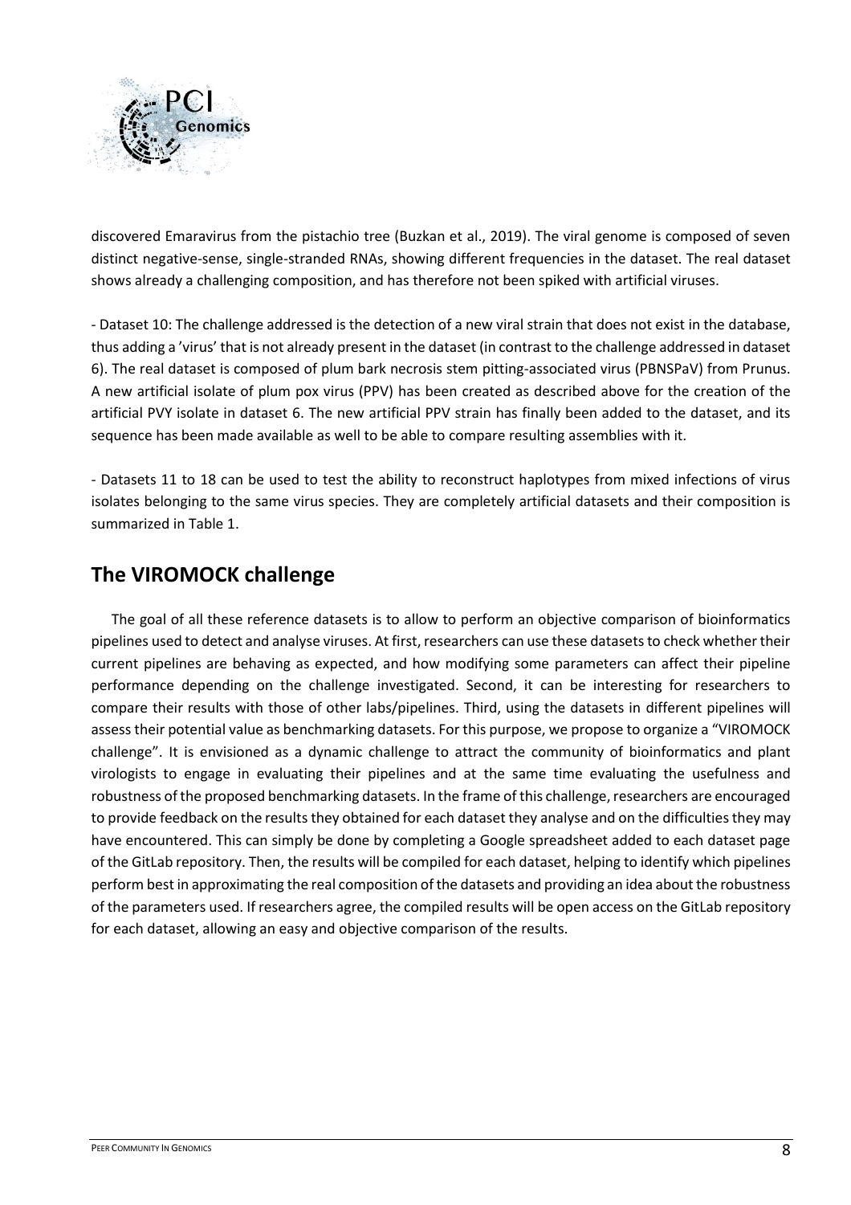discovered Emaravirus from the pistachio tree (Buzkan et al., 2019). The viral genome is composed of seven distinct negative-sense, single-stranded RNAs, showing different frequencies in the dataset. The real dataset shows already a challenging composition, and has therefore not been spiked with artificial viruses.

- Dataset 10: The challenge addressed is the detection of a new viral strain that does not exist in the database, thus adding a 'virus' that is not already present in the dataset (in contrast to the challenge addressed in dataset 6). The real dataset is composed of plum bark necrosis stem pitting-associated virus (PBNSPaV) from Prunus. A new artificial isolate of plum pox virus (PPV) has been created as described above for the creation of the artificial PVY isolate in dataset 6. The new artificial PPV strain has finally been added to the dataset, and its sequence has been made available as well to be able to compare resulting assemblies with it.

- Datasets 11 to 18 can be used to test the ability to reconstruct haplotypes from mixed infections of virus isolates belonging to the same virus species. They are completely artificial datasets and their composition is summarized in Table 1.

## The VIROMOCK challenge

The goal of all these reference datasets is to allow to perform an objective comparison of bioinformatics pipelines used to detect and analyse viruses. At first, researchers can use these datasets to check whether their current pipelines are behaving as expected, and how modifying some parameters can affect their pipeline performance depending on the challenge investigated. Second, it can be interesting for researchers to compare their results with those of other labs/pipelines. Third, using the datasets in different pipelines will assess their potential value as benchmarking datasets. For this purpose, we propose to organize a "VIROMOCK challenge". It is envisioned as a dynamic challenge to attract the community of bioinformatics and plant virologists to engage in evaluating their pipelines and at the same time evaluating the usefulness and robustness of the proposed benchmarking datasets. In the frame of this challenge, researchers are encouraged to provide feedback on the results they obtained for each dataset they analyse and on the difficulties they may have encountered. This can simply be done by completing a Google spreadsheet added to each dataset page of the GitLab repository. Then, the results will be compiled for each dataset, helping to identify which pipelines perform best in approximating the real composition of the datasets and providing an idea about the robustness of the parameters used. If researchers agree, the compiled results will be open access on the GitLab repository for each dataset, allowing an easy and objective comparison of the results.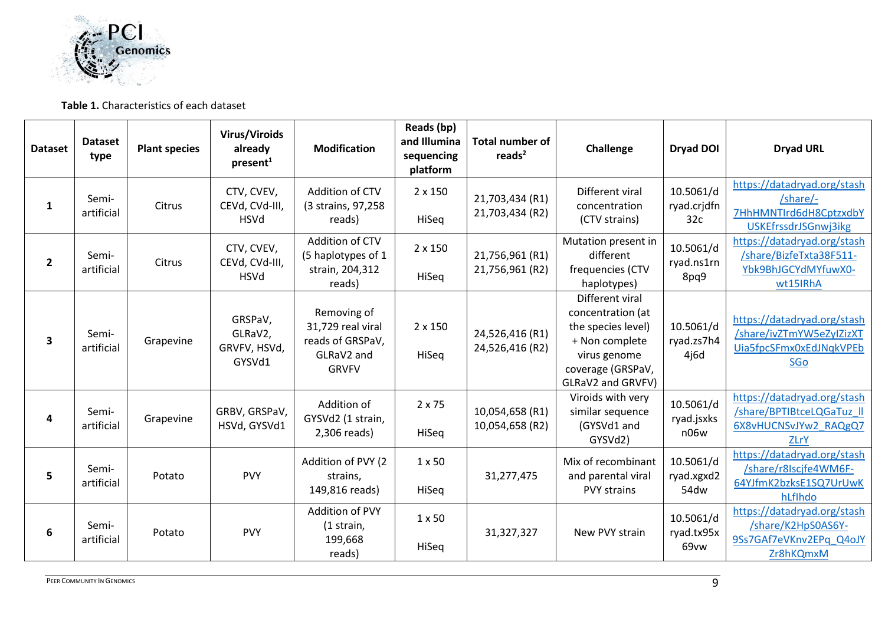**Table 1.** Characteristics of each dataset

| Dataset | Dataset type | Plant species | Virus/Viroids already present[1] | Modification | Reads (bp) and Illumina sequencing platform | Total number of reads[2] | Challenge | Dryad DOI | Dryad URL |
|---|---|---|---|---|---|---|---|---|---|
| **1** | Semi-artificial | Citrus | CTV, CVEV, CEVd, CVd-III, HSVd | Addition of CTV (3 strains, 97,258 reads) | 2 x 150 HiSeq | 21,703,434 (R1) 21,703,434 (R2) | Different viral concentration (CTV strains) | 10.5061/dryad.crjdfn32c | https://datadryad.org/stash/share/-7HhHMNTIrd6dH8CptzxdbYUSKEfrssdrJSGnwj3ikg |
| **2** | Semi-artificial | Citrus | CTV, CVEV, CEVd, CVd-III, HSVd | Addition of CTV (5 haplotypes of 1 strain, 204,312 reads) | 2 x 150 HiSeq | 21,756,961 (R1) 21,756,961 (R2) | Mutation present in different frequencies (CTV haplotypes) | 10.5061/dryad.ns1rn8pq9 | https://datadryad.org/stash/share/BizfeTxta38F511-Ybk9BhJGCYdMYfuwX0-wt15IRhA |
| **3** | Semi-artificial | Grapevine | GRSPaV, GLRaV2, GRVFV, HSVd, GYSVd1 | Removing of 31,729 real viral reads of GRSPaV, GLRaV2 and GRVFV | 2 x 150 HiSeq | 24,526,416 (R1) 24,526,416 (R2) | Different viral concentration (at the species level) + Non complete virus genome coverage (GRSPaV, GLRaV2 and GRVFV) | 10.5061/dryad.zs7h44j6d | https://datadryad.org/stash/share/ivZTmYW5eZyIZizXTUia5fpcSFmx0xEdJNqkVPEbSGo |
| **4** | Semi-artificial | Grapevine | GRBV, GRSPaV, HSVd, GYSVd1 | Addition of GYSVd2 (1 strain, 2,306 reads) | 2 x 75 HiSeq | 10,054,658 (R1) 10,054,658 (R2) | Viroids with very similar sequence (GYSVd1 and GYSVd2) | 10.5061/dryad.jsxksn06w | https://datadryad.org/stash/share/BPTIBtceLQGaTuz_ll6X8vHUCNSvJYw2_RAQgQ7ZLrY |
| **5** | Semi-artificial | Potato | PVY | Addition of PVY (2 strains, 149,816 reads) | 1 x 50 HiSeq | 31,277,475 | Mix of recombinant and parental viral PVY strains | 10.5061/dryad.xgxd254dw | https://datadryad.org/stash/share/r8Iscjfe4WM6F-64YJfmK2bzksE1SQ7UrUwKhLflhdo |
| **6** | Semi-artificial | Potato | PVY | Addition of PVY (1 strain, 199,668 reads) | 1 x 50 HiSeq | 31,327,327 | New PVY strain | 10.5061/dryad.tx95x69vw | https://datadryad.org/stash/share/K2HpS0AS6Y-9Ss7GAf7eVKnv2EPq_Q4oJYZr8hKQmxM |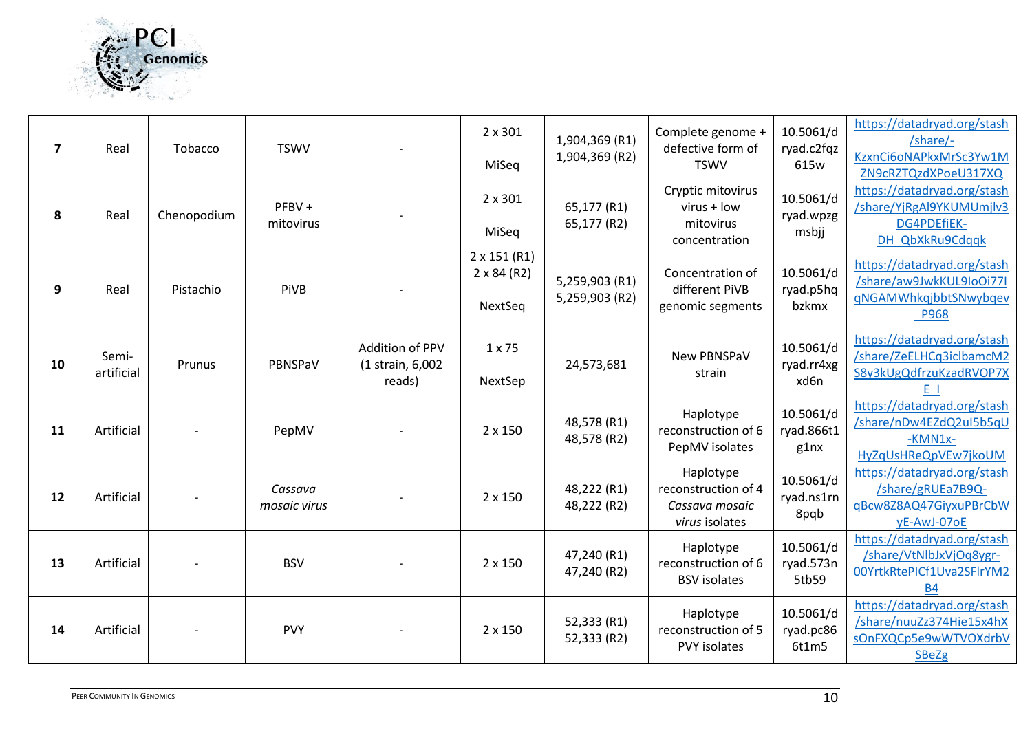| 7 | Real | Tobacco | TSWV | - | 2 x 301 MiSeq | 1,904,369 (R1) 1,904,369 (R2) | Complete genome + defective form of TSWV | 10.5061/dryad.c2fqz615w | https://datadryad.org/stash/share/-KzxnCi6oNAPkxMrSc3Yw1MZN9cRZTQzdXPoeU317XQ |
|---|---|---|---|---|---|---|---|---|---|
| 8 | Real | Chenopodium | PFBV + mitovirus | - | 2 x 301 MiSeq | 65,177 (R1) 65,177 (R2) | Cryptic mitovirus virus + low mitovirus concentration | 10.5061/dryad.wpzgmsbjj | https://datadryad.org/stash/share/YjRgAl9YKUMUmjlv3DG4PDEfiEK-DH_QbXkRu9Cdqqk |
| 9 | Real | Pistachio | PiVB | - | 2 x 151 (R1) 2 x 84 (R2) NextSeq | 5,259,903 (R1) 5,259,903 (R2) | Concentration of different PiVB genomic segments | 10.5061/dryad.p5hqbzkmx | https://datadryad.org/stash/share/aw9JwkKUL9IoOi77IqNGAMWhkqjbbtSNwybqev_P968 |
| 10 | Semi-artificial | Prunus | PBNSPaV | Addition of PPV (1 strain, 6,002 reads) | 1 x 75 NextSep | 24,573,681 | New PBNSPaV strain | 10.5061/dryad.rr4xgxd6n | https://datadryad.org/stash/share/ZeELHCq3iclbamcM2S8y3kUgQdfrzuKzadRVOP7XE_I |
| 11 | Artificial | - | PepMV | - | 2 x 150 | 48,578 (R1) 48,578 (R2) | Haplotype reconstruction of 6 PepMV isolates | 10.5061/dryad.866t1g1nx | https://datadryad.org/stash/share/nDw4EZdQ2uI5b5qU-KMN1x-HyZqUsHReQpVEw7jkoUM |
| 12 | Artificial | - | *Cassava mosaic virus* | - | 2 x 150 | 48,222 (R1) 48,222 (R2) | Haplotype reconstruction of 4 *Cassava mosaic virus* isolates | 10.5061/dryad.ns1rn8pqb | https://datadryad.org/stash/share/gRUEa7B9Q-qBcw8Z8AQ47GiyxuPBrCbWyE-AwJ-07oE |
| 13 | Artificial | - | BSV | - | 2 x 150 | 47,240 (R1) 47,240 (R2) | Haplotype reconstruction of 6 BSV isolates | 10.5061/dryad.573n5tb59 | https://datadryad.org/stash/share/VtNlbJxVjOq8ygr-00YrtkRtePICf1Uva2SFlrYM2B4 |
| 14 | Artificial | - | PVY | - | 2 x 150 | 52,333 (R1) 52,333 (R2) | Haplotype reconstruction of 5 PVY isolates | 10.5061/dryad.pc866t1m5 | https://datadryad.org/stash/share/nuuZz374Hie15x4hXsOnFXQCp5e9wWTVOXdrbVSBeZg |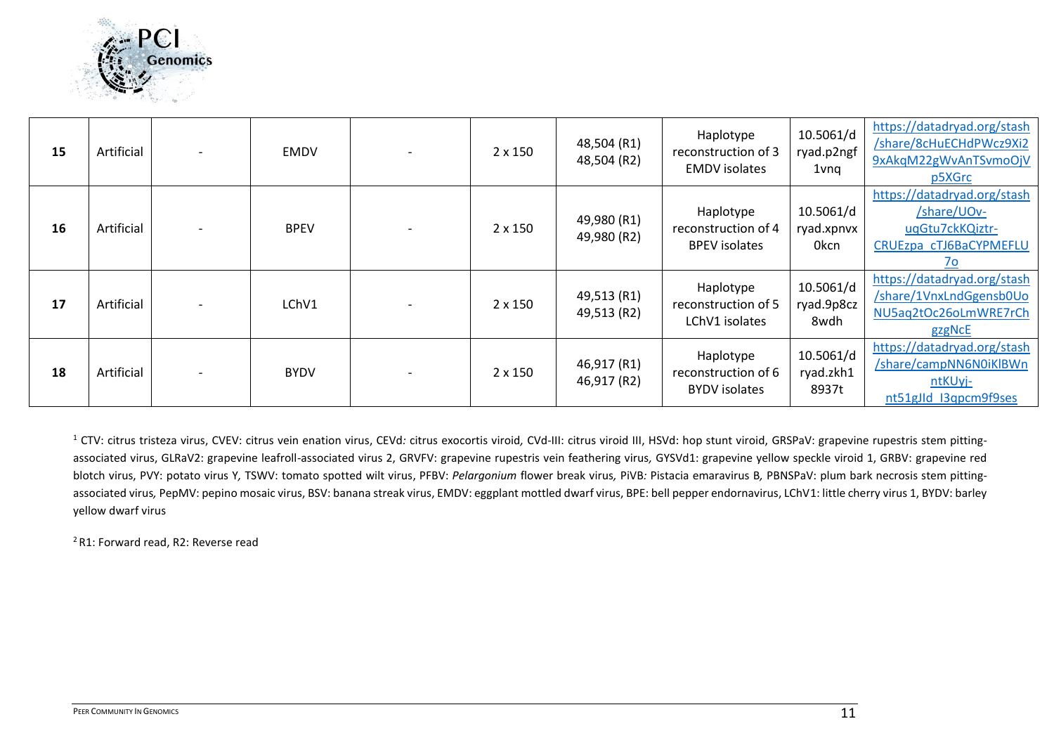| | | | | | | | | | |
|---|---|---|---|---|---|---|---|---|---|
| **15** | Artificial | - | EMDV | - | 2 x 150 | 48,504 (R1) 48,504 (R2) | Haplotype reconstruction of 3 EMDV isolates | 10.5061/dryad.p2ngf1vnq | https://datadryad.org/stash/share/8cHuECHdPWcz9Xi29xAkqM22gWvAnTSvmoOjVp5XGrc |
| **16** | Artificial | - | BPEV | - | 2 x 150 | 49,980 (R1) 49,980 (R2) | Haplotype reconstruction of 4 BPEV isolates | 10.5061/dryad.xpnvx0kcn | https://datadryad.org/stash/share/UOv-uqGtu7ckKQiztr-CRUEzpa_cTJ6BaCYPMEFLU7o |
| **17** | Artificial | - | LChV1 | - | 2 x 150 | 49,513 (R1) 49,513 (R2) | Haplotype reconstruction of 5 LChV1 isolates | 10.5061/dryad.9p8cz8wdh | https://datadryad.org/stash/share/1VnxLndGgensb0UoNU5aq2tOc26oLmWRE7rChgzgNcE |
| **18** | Artificial | - | BYDV | - | 2 x 150 | 46,917 (R1) 46,917 (R2) | Haplotype reconstruction of 6 BYDV isolates | 10.5061/dryad.zkh18937t | https://datadryad.org/stash/share/campNN6N0iKlBWnntKUyj-nt51gJld_I3qpcm9f9ses |

[1] CTV: citrus tristeza virus, CVEV: citrus vein enation virus, CEVd: citrus exocortis viroid, CVd-III: citrus viroid III, HSVd: hop stunt viroid, GRSPaV: grapevine rupestris stem pitting-associated virus, GLRaV2: grapevine leafroll-associated virus 2, GRVFV: grapevine rupestris vein feathering virus, GYSVd1: grapevine yellow speckle viroid 1, GRBV: grapevine red blotch virus, PVY: potato virus Y, TSWV: tomato spotted wilt virus, PFBV: *Pelargonium* flower break virus, PiVB: Pistacia emaravirus B, PBNSPaV: plum bark necrosis stem pitting-associated virus, PepMV: pepino mosaic virus, BSV: banana streak virus, EMDV: eggplant mottled dwarf virus, BPE: bell pepper endornavirus, LChV1: little cherry virus 1, BYDV: barley yellow dwarf virus

[2] R1: Forward read, R2: Reverse read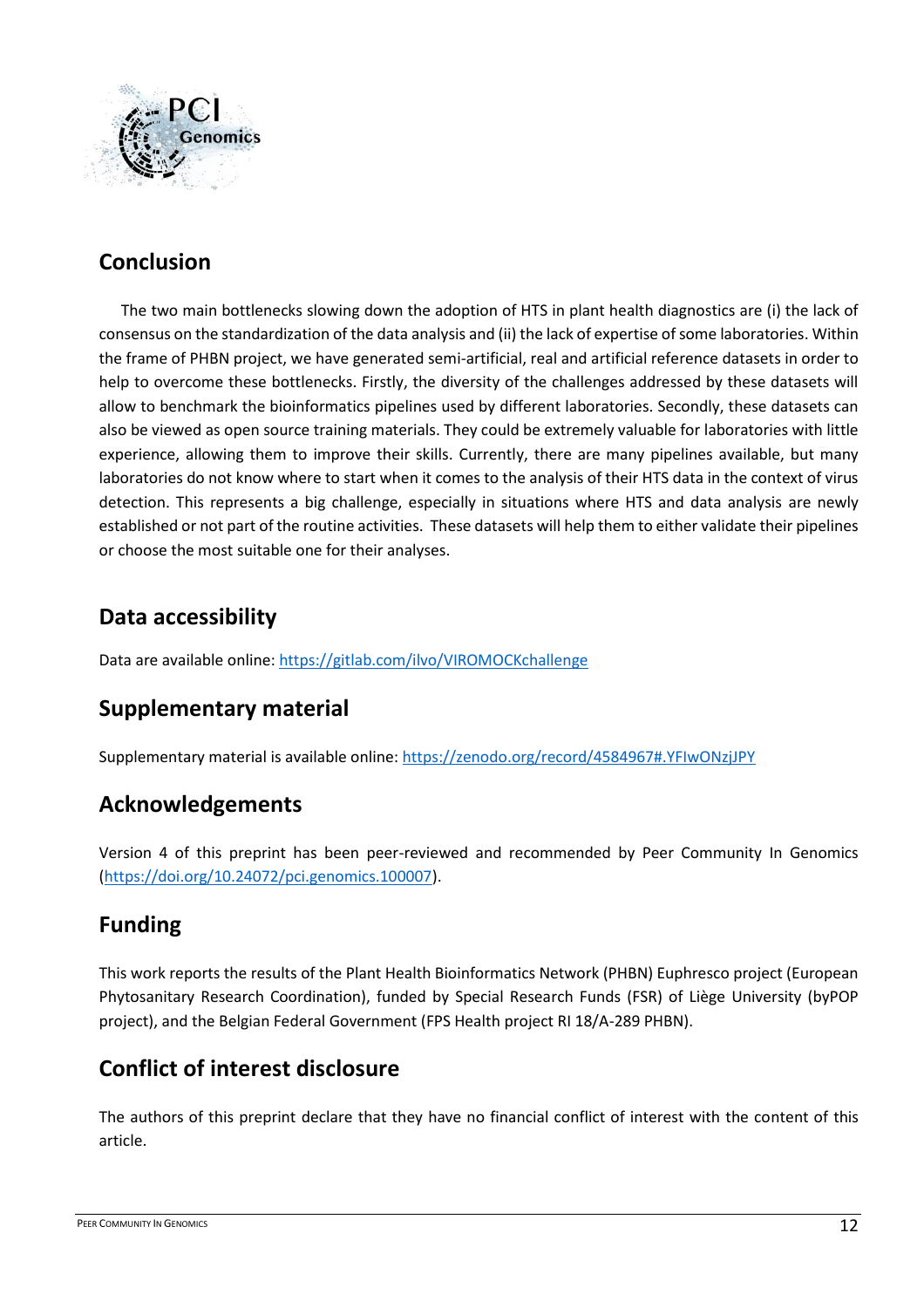## Conclusion

The two main bottlenecks slowing down the adoption of HTS in plant health diagnostics are (i) the lack of consensus on the standardization of the data analysis and (ii) the lack of expertise of some laboratories. Within the frame of PHBN project, we have generated semi-artificial, real and artificial reference datasets in order to help to overcome these bottlenecks. Firstly, the diversity of the challenges addressed by these datasets will allow to benchmark the bioinformatics pipelines used by different laboratories. Secondly, these datasets can also be viewed as open source training materials. They could be extremely valuable for laboratories with little experience, allowing them to improve their skills. Currently, there are many pipelines available, but many laboratories do not know where to start when it comes to the analysis of their HTS data in the context of virus detection. This represents a big challenge, especially in situations where HTS and data analysis are newly established or not part of the routine activities. These datasets will help them to either validate their pipelines or choose the most suitable one for their analyses.

## Data accessibility

Data are available online: https://gitlab.com/ilvo/VIROMOCKchallenge

## Supplementary material

Supplementary material is available online: https://zenodo.org/record/4584967#.YFIwONzjJPY

## Acknowledgements

Version 4 of this preprint has been peer-reviewed and recommended by Peer Community In Genomics (https://doi.org/10.24072/pci.genomics.100007).

## Funding

This work reports the results of the Plant Health Bioinformatics Network (PHBN) Euphresco project (European Phytosanitary Research Coordination), funded by Special Research Funds (FSR) of Liège University (byPOP project), and the Belgian Federal Government (FPS Health project RI 18/A-289 PHBN).

## Conflict of interest disclosure

The authors of this preprint declare that they have no financial conflict of interest with the content of this article.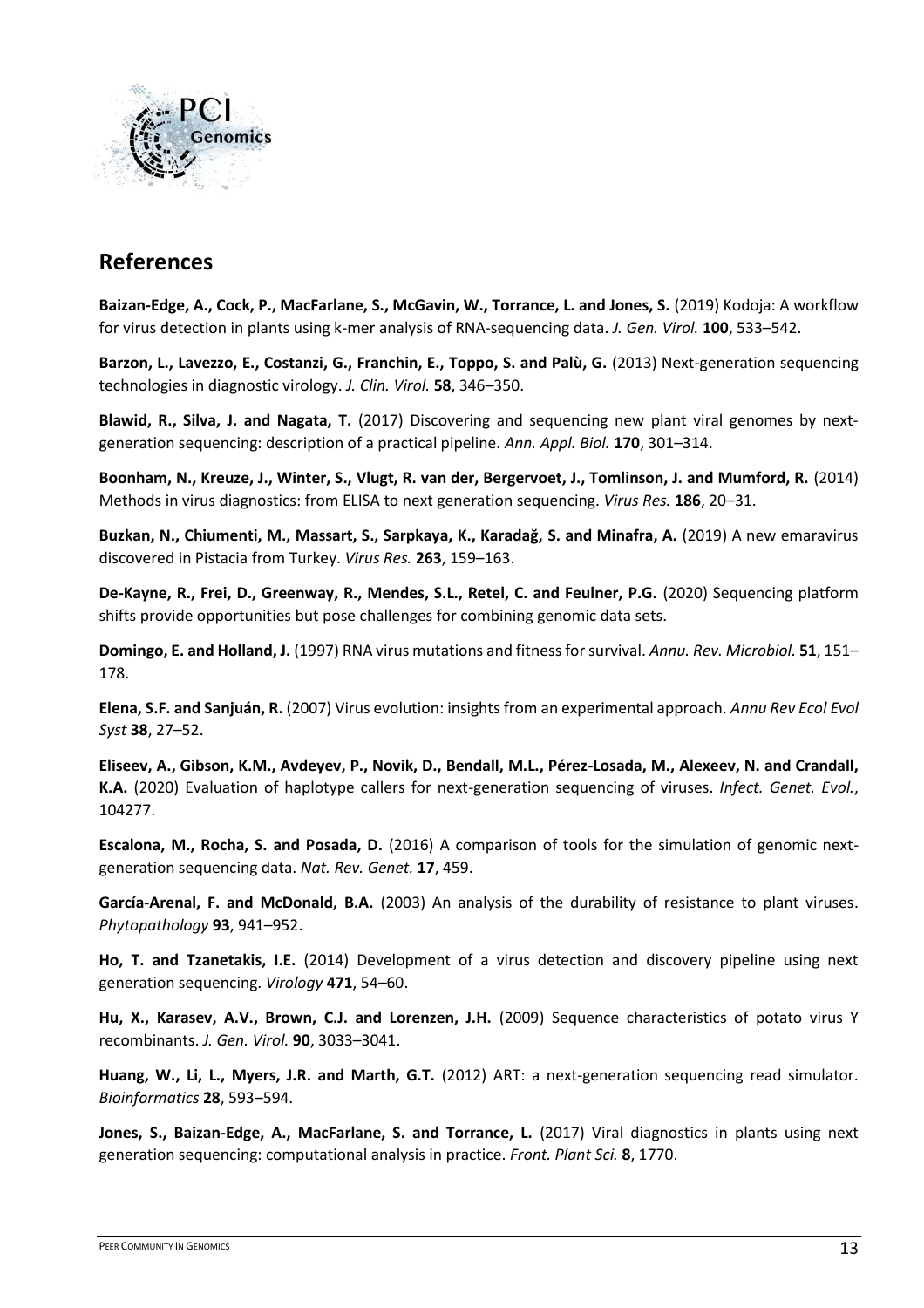## References

**Baizan-Edge, A., Cock, P., MacFarlane, S., McGavin, W., Torrance, L. and Jones, S.** (2019) Kodoja: A workflow for virus detection in plants using k-mer analysis of RNA-sequencing data. *J. Gen. Virol.* **100**, 533–542.

**Barzon, L., Lavezzo, E., Costanzi, G., Franchin, E., Toppo, S. and Palù, G.** (2013) Next-generation sequencing technologies in diagnostic virology. *J. Clin. Virol.* **58**, 346–350.

**Blawid, R., Silva, J. and Nagata, T.** (2017) Discovering and sequencing new plant viral genomes by next-generation sequencing: description of a practical pipeline. *Ann. Appl. Biol.* **170**, 301–314.

**Boonham, N., Kreuze, J., Winter, S., Vlugt, R. van der, Bergervoet, J., Tomlinson, J. and Mumford, R.** (2014) Methods in virus diagnostics: from ELISA to next generation sequencing. *Virus Res.* **186**, 20–31.

**Buzkan, N., Chiumenti, M., Massart, S., Sarpkaya, K., Karadağ, S. and Minafra, A.** (2019) A new emaravirus discovered in Pistacia from Turkey. *Virus Res.* **263**, 159–163.

**De-Kayne, R., Frei, D., Greenway, R., Mendes, S.L., Retel, C. and Feulner, P.G.** (2020) Sequencing platform shifts provide opportunities but pose challenges for combining genomic data sets.

**Domingo, E. and Holland, J.** (1997) RNA virus mutations and fitness for survival. *Annu. Rev. Microbiol.* **51**, 151–178.

**Elena, S.F. and Sanjuán, R.** (2007) Virus evolution: insights from an experimental approach. *Annu Rev Ecol Evol Syst* **38**, 27–52.

**Eliseev, A., Gibson, K.M., Avdeyev, P., Novik, D., Bendall, M.L., Pérez-Losada, M., Alexeev, N. and Crandall, K.A.** (2020) Evaluation of haplotype callers for next-generation sequencing of viruses. *Infect. Genet. Evol.*, 104277.

**Escalona, M., Rocha, S. and Posada, D.** (2016) A comparison of tools for the simulation of genomic next-generation sequencing data. *Nat. Rev. Genet.* **17**, 459.

**García-Arenal, F. and McDonald, B.A.** (2003) An analysis of the durability of resistance to plant viruses. *Phytopathology* **93**, 941–952.

**Ho, T. and Tzanetakis, I.E.** (2014) Development of a virus detection and discovery pipeline using next generation sequencing. *Virology* **471**, 54–60.

**Hu, X., Karasev, A.V., Brown, C.J. and Lorenzen, J.H.** (2009) Sequence characteristics of potato virus Y recombinants. *J. Gen. Virol.* **90**, 3033–3041.

**Huang, W., Li, L., Myers, J.R. and Marth, G.T.** (2012) ART: a next-generation sequencing read simulator. *Bioinformatics* **28**, 593–594.

**Jones, S., Baizan-Edge, A., MacFarlane, S. and Torrance, L.** (2017) Viral diagnostics in plants using next generation sequencing: computational analysis in practice. *Front. Plant Sci.* **8**, 1770.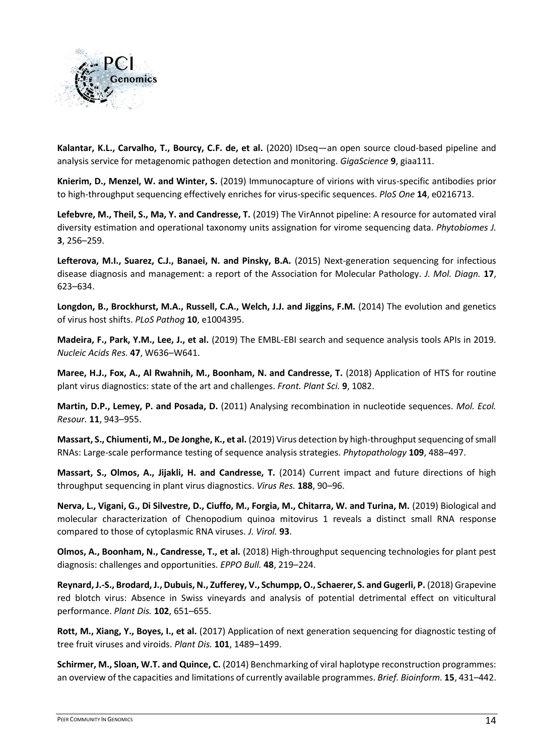**Kalantar, K.L., Carvalho, T., Bourcy, C.F. de, et al.** (2020) IDseq—an open source cloud-based pipeline and analysis service for metagenomic pathogen detection and monitoring. *GigaScience* **9**, giaa111.

**Knierim, D., Menzel, W. and Winter, S.** (2019) Immunocapture of virions with virus-specific antibodies prior to high-throughput sequencing effectively enriches for virus-specific sequences. *PloS One* **14**, e0216713.

**Lefebvre, M., Theil, S., Ma, Y. and Candresse, T.** (2019) The VirAnnot pipeline: A resource for automated viral diversity estimation and operational taxonomy units assignation for virome sequencing data. *Phytobiomes J.* **3**, 256–259.

**Lefterova, M.I., Suarez, C.J., Banaei, N. and Pinsky, B.A.** (2015) Next-generation sequencing for infectious disease diagnosis and management: a report of the Association for Molecular Pathology. *J. Mol. Diagn.* **17**, 623–634.

**Longdon, B., Brockhurst, M.A., Russell, C.A., Welch, J.J. and Jiggins, F.M.** (2014) The evolution and genetics of virus host shifts. *PLoS Pathog* **10**, e1004395.

**Madeira, F., Park, Y.M., Lee, J., et al.** (2019) The EMBL-EBI search and sequence analysis tools APIs in 2019. *Nucleic Acids Res.* **47**, W636–W641.

**Maree, H.J., Fox, A., Al Rwahnih, M., Boonham, N. and Candresse, T.** (2018) Application of HTS for routine plant virus diagnostics: state of the art and challenges. *Front. Plant Sci.* **9**, 1082.

**Martin, D.P., Lemey, P. and Posada, D.** (2011) Analysing recombination in nucleotide sequences. *Mol. Ecol. Resour.* **11**, 943–955.

**Massart, S., Chiumenti, M., De Jonghe, K., et al.** (2019) Virus detection by high-throughput sequencing of small RNAs: Large-scale performance testing of sequence analysis strategies. *Phytopathology* **109**, 488–497.

**Massart, S., Olmos, A., Jijakli, H. and Candresse, T.** (2014) Current impact and future directions of high throughput sequencing in plant virus diagnostics. *Virus Res.* **188**, 90–96.

**Nerva, L., Vigani, G., Di Silvestre, D., Ciuffo, M., Forgia, M., Chitarra, W. and Turina, M.** (2019) Biological and molecular characterization of Chenopodium quinoa mitovirus 1 reveals a distinct small RNA response compared to those of cytoplasmic RNA viruses. *J. Virol.* **93**.

**Olmos, A., Boonham, N., Candresse, T., et al.** (2018) High-throughput sequencing technologies for plant pest diagnosis: challenges and opportunities. *EPPO Bull.* **48**, 219–224.

**Reynard, J.-S., Brodard, J., Dubuis, N., Zufferey, V., Schumpp, O., Schaerer, S. and Gugerli, P.** (2018) Grapevine red blotch virus: Absence in Swiss vineyards and analysis of potential detrimental effect on viticultural performance. *Plant Dis.* **102**, 651–655.

**Rott, M., Xiang, Y., Boyes, I., et al.** (2017) Application of next generation sequencing for diagnostic testing of tree fruit viruses and viroids. *Plant Dis.* **101**, 1489–1499.

**Schirmer, M., Sloan, W.T. and Quince, C.** (2014) Benchmarking of viral haplotype reconstruction programmes: an overview of the capacities and limitations of currently available programmes. *Brief. Bioinform.* **15**, 431–442.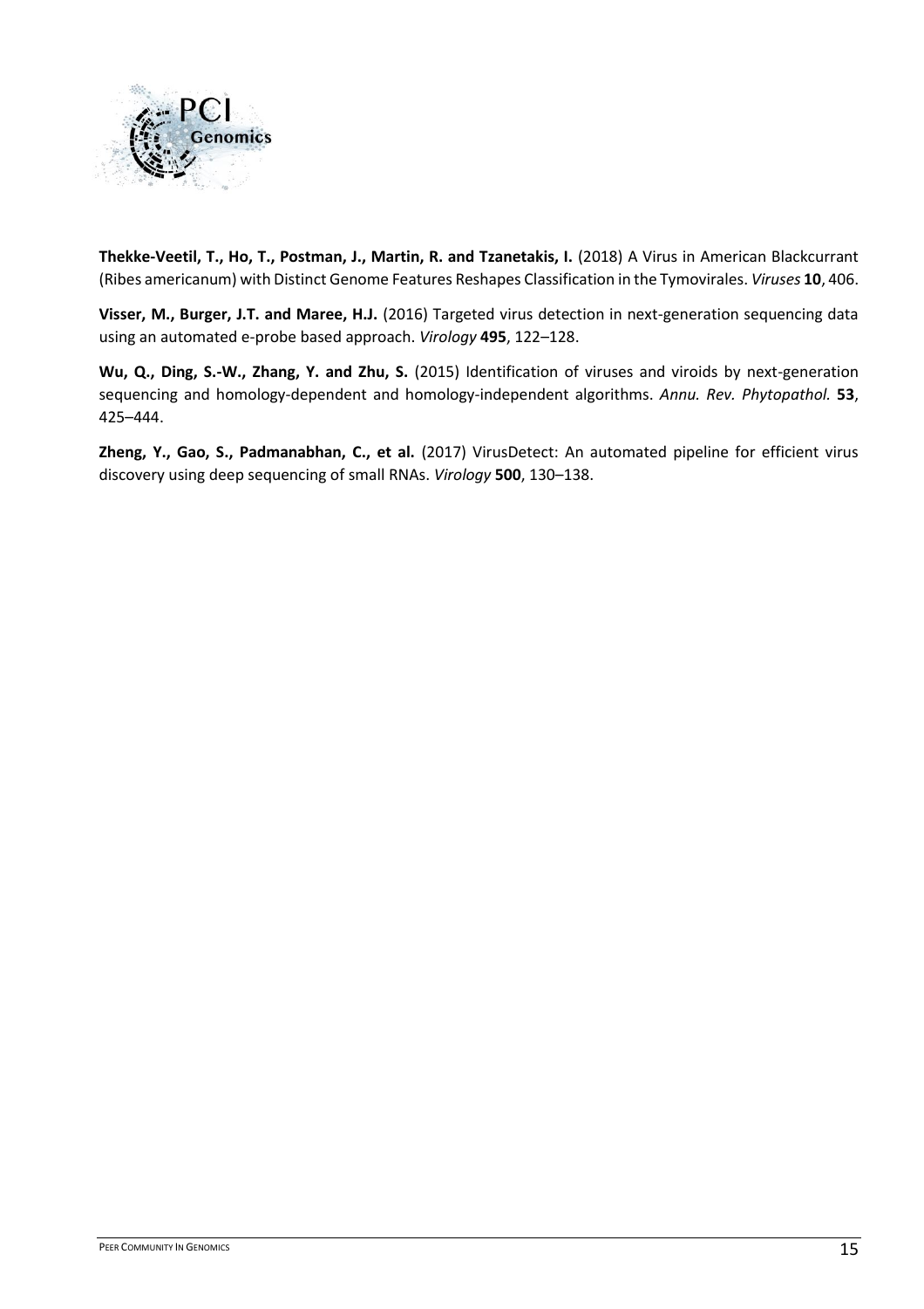**Thekke-Veetil, T., Ho, T., Postman, J., Martin, R. and Tzanetakis, I.** (2018) A Virus in American Blackcurrant (Ribes americanum) with Distinct Genome Features Reshapes Classification in the Tymovirales. *Viruses* **10**, 406.

**Visser, M., Burger, J.T. and Maree, H.J.** (2016) Targeted virus detection in next-generation sequencing data using an automated e-probe based approach. *Virology* **495**, 122–128.

**Wu, Q., Ding, S.-W., Zhang, Y. and Zhu, S.** (2015) Identification of viruses and viroids by next-generation sequencing and homology-dependent and homology-independent algorithms. *Annu. Rev. Phytopathol.* **53**, 425–444.

**Zheng, Y., Gao, S., Padmanabhan, C., et al.** (2017) VirusDetect: An automated pipeline for efficient virus discovery using deep sequencing of small RNAs. *Virology* **500**, 130–138.